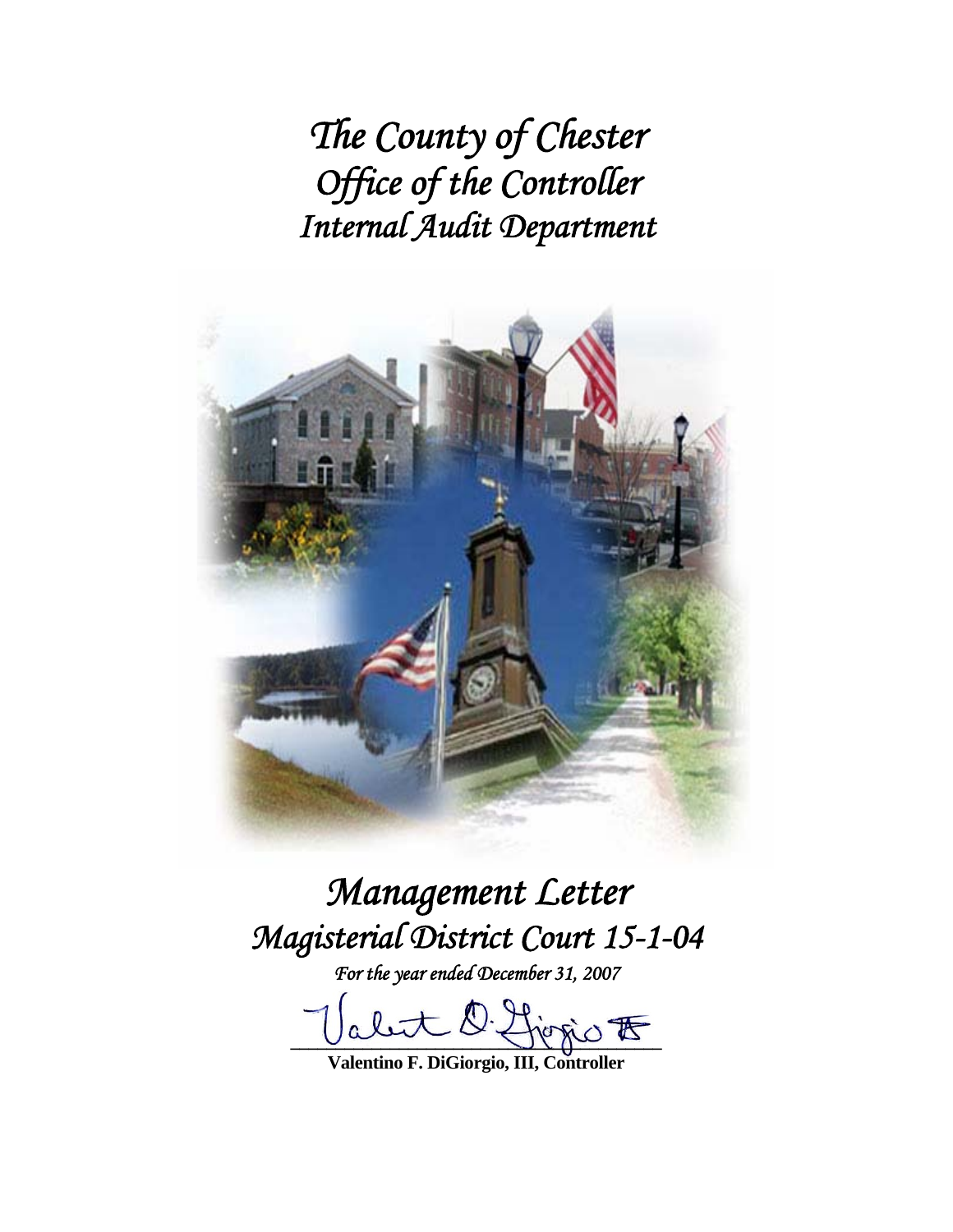# *The County of Chester*
# *Office of the Controller*
# *Internal Audit Department*

# *Management Letter*
# *Magisterial District Court 15-1-04*

*For the year ended December 31, 2007*

**Valentino F. DiGiorgio, III, Controller**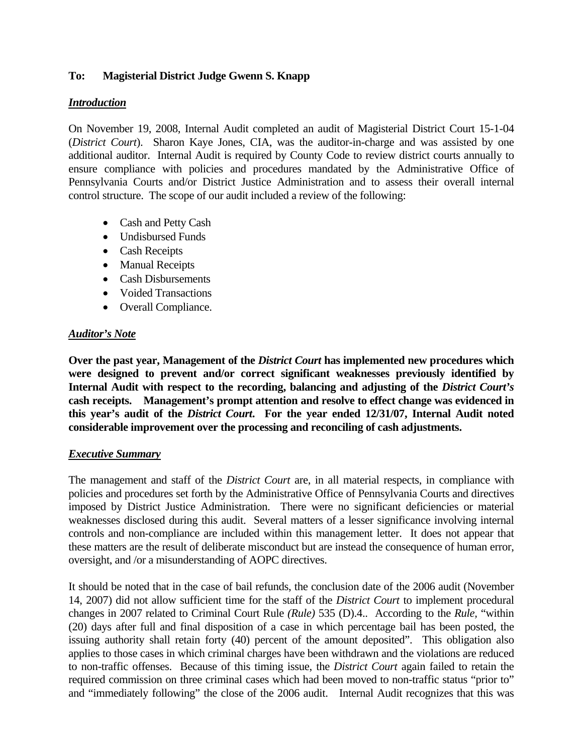**To: Magisterial District Judge Gwenn S. Knapp**

***Introduction***

On November 19, 2008, Internal Audit completed an audit of Magisterial District Court 15-1-04 (*District Court*). Sharon Kaye Jones, CIA, was the auditor-in-charge and was assisted by one additional auditor. Internal Audit is required by County Code to review district courts annually to ensure compliance with policies and procedures mandated by the Administrative Office of Pennsylvania Courts and/or District Justice Administration and to assess their overall internal control structure. The scope of our audit included a review of the following:

- Cash and Petty Cash
- Undisbursed Funds
- Cash Receipts
- Manual Receipts
- Cash Disbursements
- Voided Transactions
- Overall Compliance.

***Auditor's Note***

**Over the past year, Management of the *District Court* has implemented new procedures which were designed to prevent and/or correct significant weaknesses previously identified by Internal Audit with respect to the recording, balancing and adjusting of the *District Court's* cash receipts. Management's prompt attention and resolve to effect change was evidenced in this year's audit of the *District Court*. For the year ended 12/31/07, Internal Audit noted considerable improvement over the processing and reconciling of cash adjustments.**

***Executive Summary***

The management and staff of the *District Court* are, in all material respects, in compliance with policies and procedures set forth by the Administrative Office of Pennsylvania Courts and directives imposed by District Justice Administration. There were no significant deficiencies or material weaknesses disclosed during this audit. Several matters of a lesser significance involving internal controls and non-compliance are included within this management letter. It does not appear that these matters are the result of deliberate misconduct but are instead the consequence of human error, oversight, and /or a misunderstanding of AOPC directives.

It should be noted that in the case of bail refunds, the conclusion date of the 2006 audit (November 14, 2007) did not allow sufficient time for the staff of the *District Court* to implement procedural changes in 2007 related to Criminal Court Rule *(Rule)* 535 (D).4.. According to the *Rule*, "within (20) days after full and final disposition of a case in which percentage bail has been posted, the issuing authority shall retain forty (40) percent of the amount deposited". This obligation also applies to those cases in which criminal charges have been withdrawn and the violations are reduced to non-traffic offenses. Because of this timing issue, the *District Court* again failed to retain the required commission on three criminal cases which had been moved to non-traffic status "prior to" and "immediately following" the close of the 2006 audit. Internal Audit recognizes that this was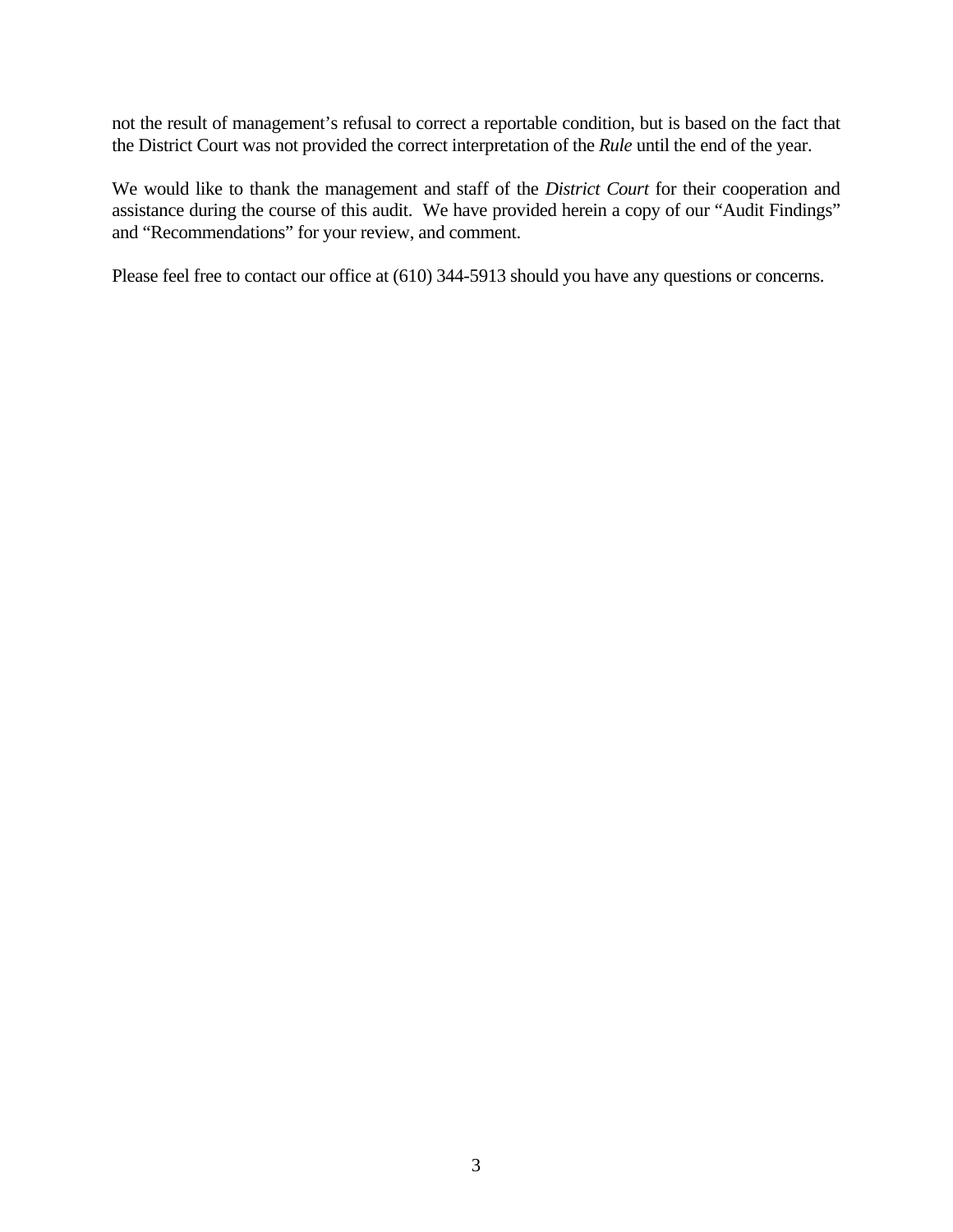not the result of management’s refusal to correct a reportable condition, but is based on the fact that the District Court was not provided the correct interpretation of the *Rule* until the end of the year.

We would like to thank the management and staff of the *District Court* for their cooperation and assistance during the course of this audit. We have provided herein a copy of our “Audit Findings” and “Recommendations” for your review, and comment.

Please feel free to contact our office at (610) 344-5913 should you have any questions or concerns.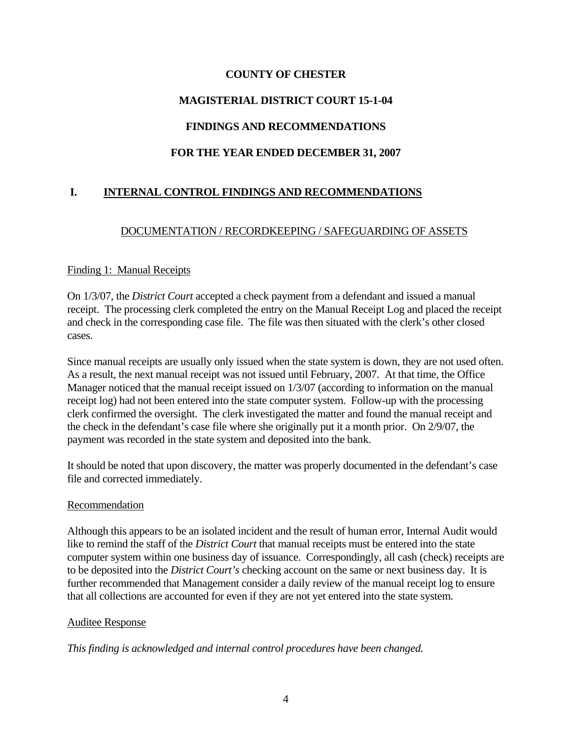**COUNTY OF CHESTER**

**MAGISTERIAL DISTRICT COURT 15-1-04**

**FINDINGS AND RECOMMENDATIONS**

**FOR THE YEAR ENDED DECEMBER 31, 2007**

## I. INTERNAL CONTROL FINDINGS AND RECOMMENDATIONS

### DOCUMENTATION / RECORDKEEPING / SAFEGUARDING OF ASSETS

Finding 1: Manual Receipts

On 1/3/07, the *District Court* accepted a check payment from a defendant and issued a manual receipt. The processing clerk completed the entry on the Manual Receipt Log and placed the receipt and check in the corresponding case file. The file was then situated with the clerk's other closed cases.

Since manual receipts are usually only issued when the state system is down, they are not used often. As a result, the next manual receipt was not issued until February, 2007. At that time, the Office Manager noticed that the manual receipt issued on 1/3/07 (according to information on the manual receipt log) had not been entered into the state computer system. Follow-up with the processing clerk confirmed the oversight. The clerk investigated the matter and found the manual receipt and the check in the defendant's case file where she originally put it a month prior. On 2/9/07, the payment was recorded in the state system and deposited into the bank.

It should be noted that upon discovery, the matter was properly documented in the defendant's case file and corrected immediately.

Recommendation

Although this appears to be an isolated incident and the result of human error, Internal Audit would like to remind the staff of the *District Court* that manual receipts must be entered into the state computer system within one business day of issuance. Correspondingly, all cash (check) receipts are to be deposited into the *District Court's* checking account on the same or next business day. It is further recommended that Management consider a daily review of the manual receipt log to ensure that all collections are accounted for even if they are not yet entered into the state system.

Auditee Response

*This finding is acknowledged and internal control procedures have been changed.*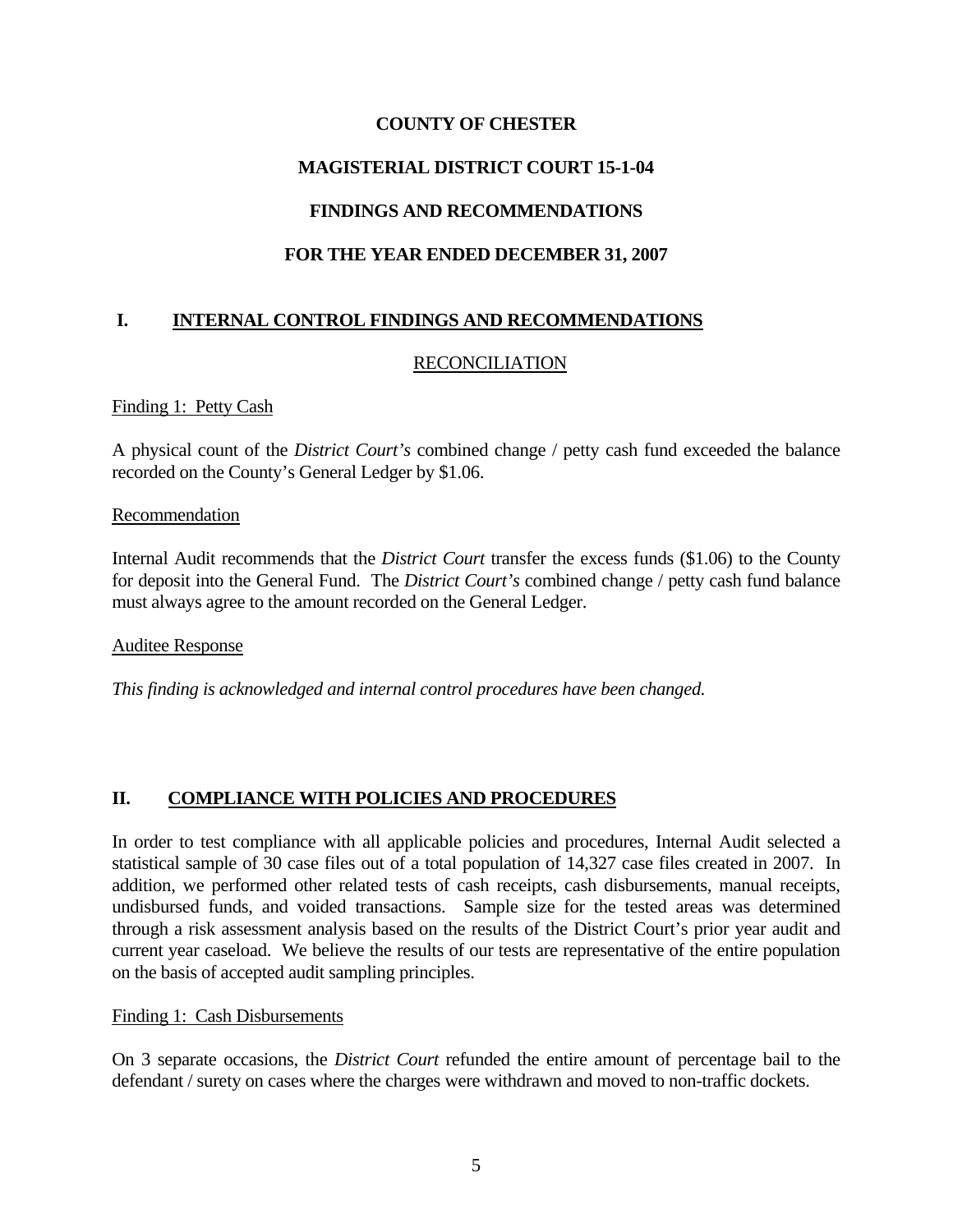**COUNTY OF CHESTER**

**MAGISTERIAL DISTRICT COURT 15-1-04**

**FINDINGS AND RECOMMENDATIONS**

**FOR THE YEAR ENDED DECEMBER 31, 2007**

## I. INTERNAL CONTROL FINDINGS AND RECOMMENDATIONS

### RECONCILIATION

Finding 1: Petty Cash

A physical count of the *District Court's* combined change / petty cash fund exceeded the balance recorded on the County's General Ledger by $1.06.

Recommendation

Internal Audit recommends that the *District Court* transfer the excess funds ($1.06) to the County for deposit into the General Fund. The *District Court's* combined change / petty cash fund balance must always agree to the amount recorded on the General Ledger.

Auditee Response

*This finding is acknowledged and internal control procedures have been changed.*

## II. COMPLIANCE WITH POLICIES AND PROCEDURES

In order to test compliance with all applicable policies and procedures, Internal Audit selected a statistical sample of 30 case files out of a total population of 14,327 case files created in 2007. In addition, we performed other related tests of cash receipts, cash disbursements, manual receipts, undisbursed funds, and voided transactions. Sample size for the tested areas was determined through a risk assessment analysis based on the results of the District Court's prior year audit and current year caseload. We believe the results of our tests are representative of the entire population on the basis of accepted audit sampling principles.

Finding 1: Cash Disbursements

On 3 separate occasions, the *District Court* refunded the entire amount of percentage bail to the defendant / surety on cases where the charges were withdrawn and moved to non-traffic dockets.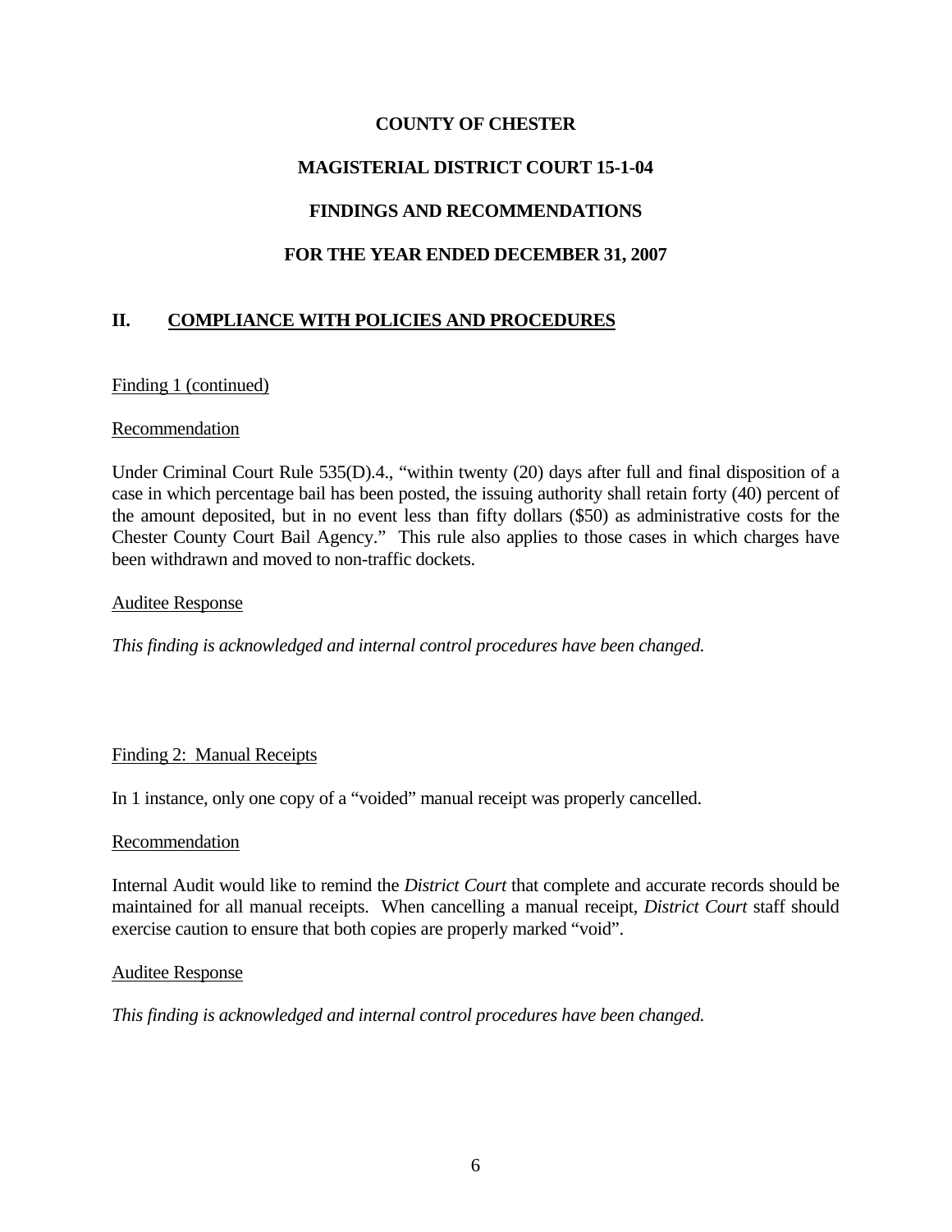**COUNTY OF CHESTER**

**MAGISTERIAL DISTRICT COURT 15-1-04**

**FINDINGS AND RECOMMENDATIONS**

**FOR THE YEAR ENDED DECEMBER 31, 2007**

## II. COMPLIANCE WITH POLICIES AND PROCEDURES

Finding 1 (continued)

Recommendation

Under Criminal Court Rule 535(D).4., "within twenty (20) days after full and final disposition of a case in which percentage bail has been posted, the issuing authority shall retain forty (40) percent of the amount deposited, but in no event less than fifty dollars ($50) as administrative costs for the Chester County Court Bail Agency." This rule also applies to those cases in which charges have been withdrawn and moved to non-traffic dockets.

Auditee Response

*This finding is acknowledged and internal control procedures have been changed.*

Finding 2: Manual Receipts

In 1 instance, only one copy of a "voided" manual receipt was properly cancelled.

Recommendation

Internal Audit would like to remind the *District Court* that complete and accurate records should be maintained for all manual receipts. When cancelling a manual receipt, *District Court* staff should exercise caution to ensure that both copies are properly marked "void".

Auditee Response

*This finding is acknowledged and internal control procedures have been changed.*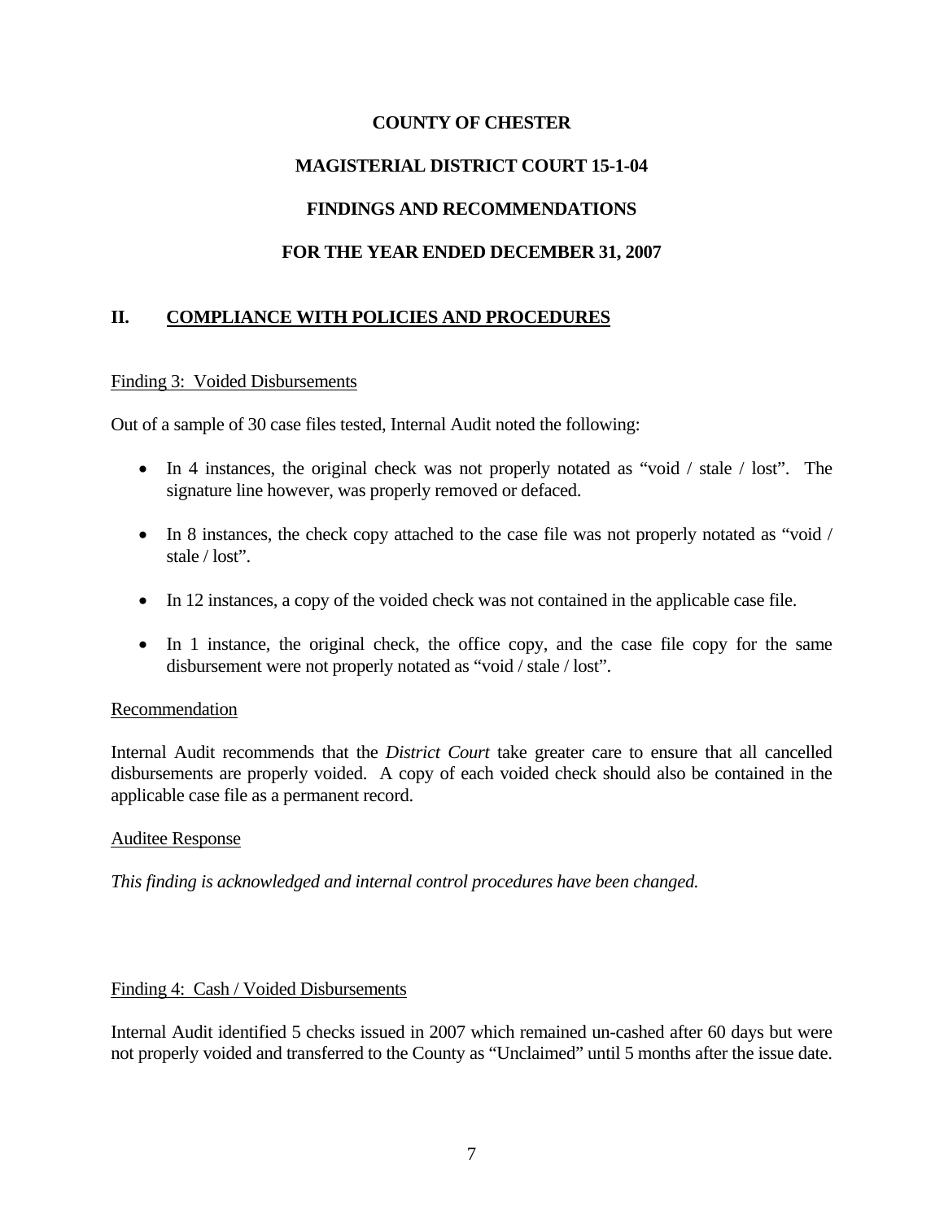**COUNTY OF CHESTER**

**MAGISTERIAL DISTRICT COURT 15-1-04**

**FINDINGS AND RECOMMENDATIONS**

**FOR THE YEAR ENDED DECEMBER 31, 2007**

## II. COMPLIANCE WITH POLICIES AND PROCEDURES

Finding 3: Voided Disbursements

Out of a sample of 30 case files tested, Internal Audit noted the following:

- In 4 instances, the original check was not properly notated as "void / stale / lost". The signature line however, was properly removed or defaced.
- In 8 instances, the check copy attached to the case file was not properly notated as "void / stale / lost".
- In 12 instances, a copy of the voided check was not contained in the applicable case file.
- In 1 instance, the original check, the office copy, and the case file copy for the same disbursement were not properly notated as "void / stale / lost".

Recommendation

Internal Audit recommends that the *District Court* take greater care to ensure that all cancelled disbursements are properly voided. A copy of each voided check should also be contained in the applicable case file as a permanent record.

Auditee Response

*This finding is acknowledged and internal control procedures have been changed.*

Finding 4: Cash / Voided Disbursements

Internal Audit identified 5 checks issued in 2007 which remained un-cashed after 60 days but were not properly voided and transferred to the County as "Unclaimed" until 5 months after the issue date.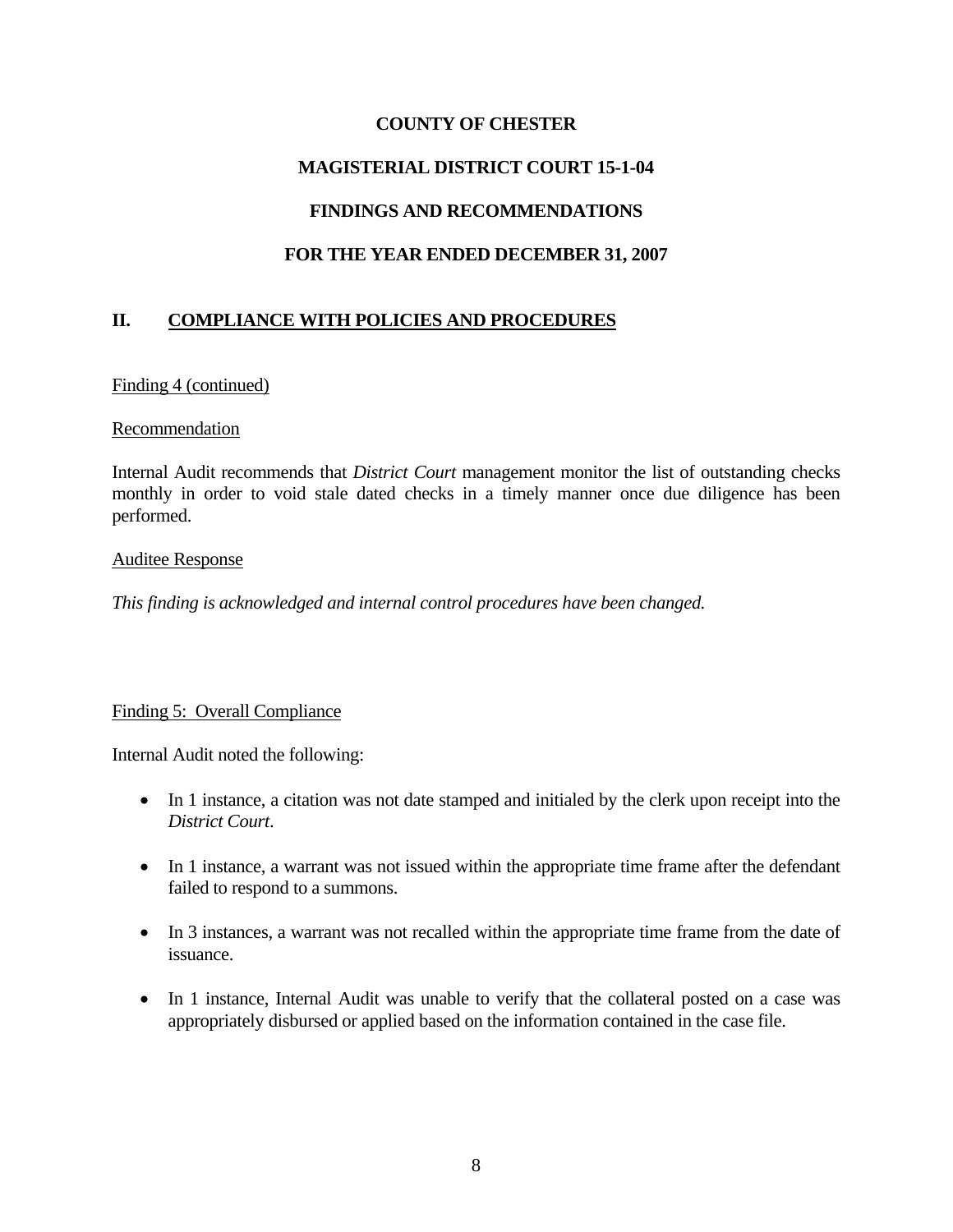**COUNTY OF CHESTER**

**MAGISTERIAL DISTRICT COURT 15-1-04**

**FINDINGS AND RECOMMENDATIONS**

**FOR THE YEAR ENDED DECEMBER 31, 2007**

## II. COMPLIANCE WITH POLICIES AND PROCEDURES

Finding 4 (continued)

Recommendation

Internal Audit recommends that *District Court* management monitor the list of outstanding checks monthly in order to void stale dated checks in a timely manner once due diligence has been performed.

Auditee Response

*This finding is acknowledged and internal control procedures have been changed.*

Finding 5: Overall Compliance

Internal Audit noted the following:

- In 1 instance, a citation was not date stamped and initialed by the clerk upon receipt into the *District Court*.
- In 1 instance, a warrant was not issued within the appropriate time frame after the defendant failed to respond to a summons.
- In 3 instances, a warrant was not recalled within the appropriate time frame from the date of issuance.
- In 1 instance, Internal Audit was unable to verify that the collateral posted on a case was appropriately disbursed or applied based on the information contained in the case file.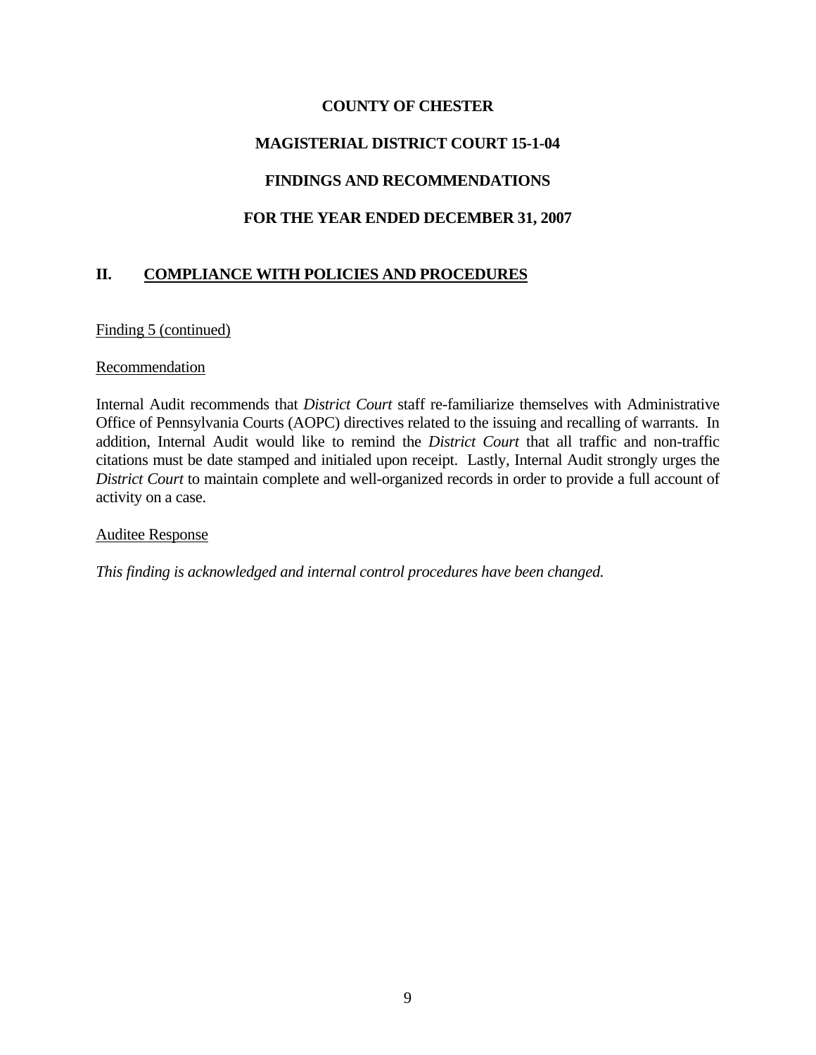**COUNTY OF CHESTER**

**MAGISTERIAL DISTRICT COURT 15-1-04**

**FINDINGS AND RECOMMENDATIONS**

**FOR THE YEAR ENDED DECEMBER 31, 2007**

## II. COMPLIANCE WITH POLICIES AND PROCEDURES

Finding 5 (continued)

Recommendation

Internal Audit recommends that *District Court* staff re-familiarize themselves with Administrative Office of Pennsylvania Courts (AOPC) directives related to the issuing and recalling of warrants. In addition, Internal Audit would like to remind the *District Court* that all traffic and non-traffic citations must be date stamped and initialed upon receipt. Lastly, Internal Audit strongly urges the *District Court* to maintain complete and well-organized records in order to provide a full account of activity on a case.

Auditee Response

*This finding is acknowledged and internal control procedures have been changed.*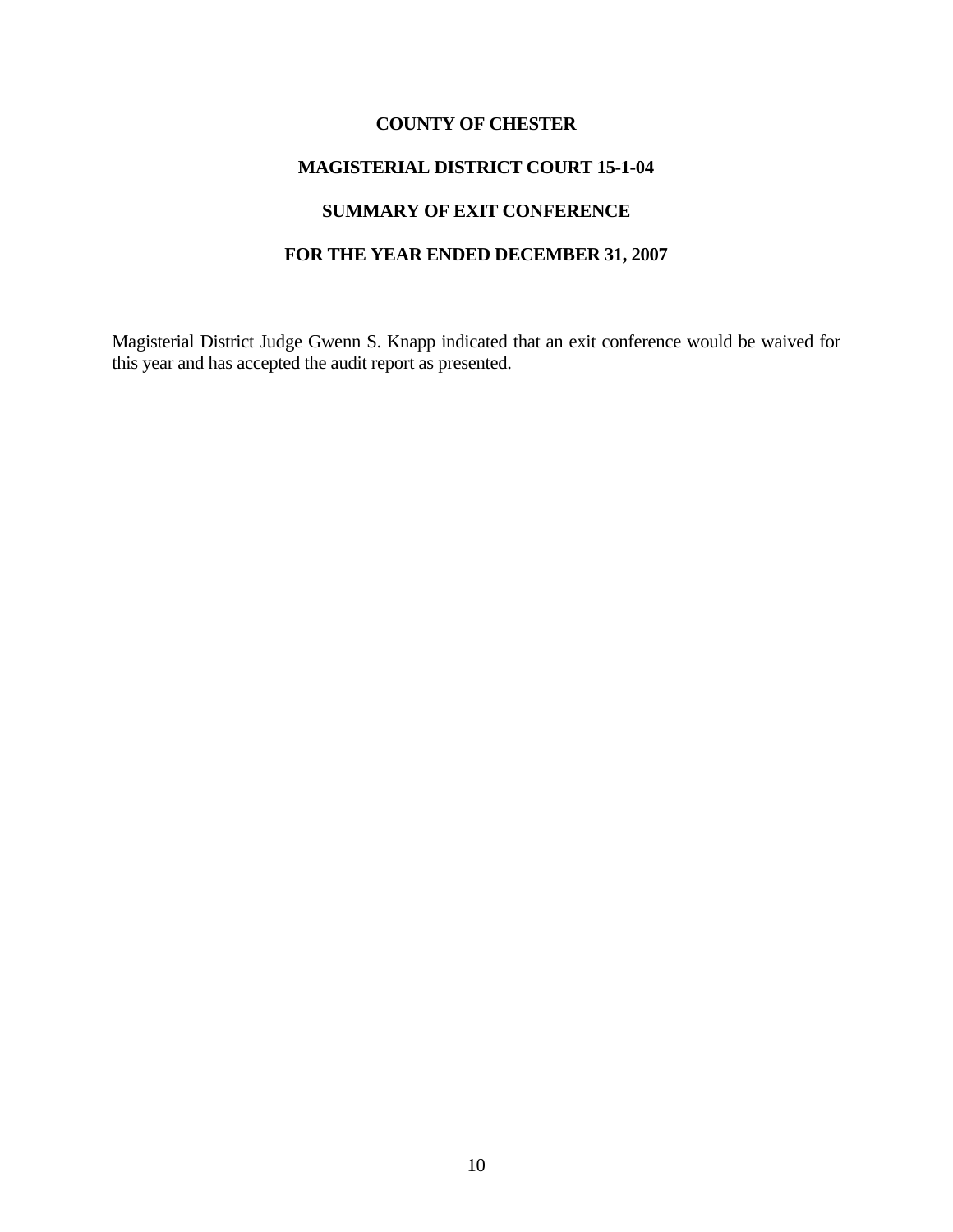**COUNTY OF CHESTER**

**MAGISTERIAL DISTRICT COURT 15-1-04**

**SUMMARY OF EXIT CONFERENCE**

**FOR THE YEAR ENDED DECEMBER 31, 2007**

Magisterial District Judge Gwenn S. Knapp indicated that an exit conference would be waived for this year and has accepted the audit report as presented.